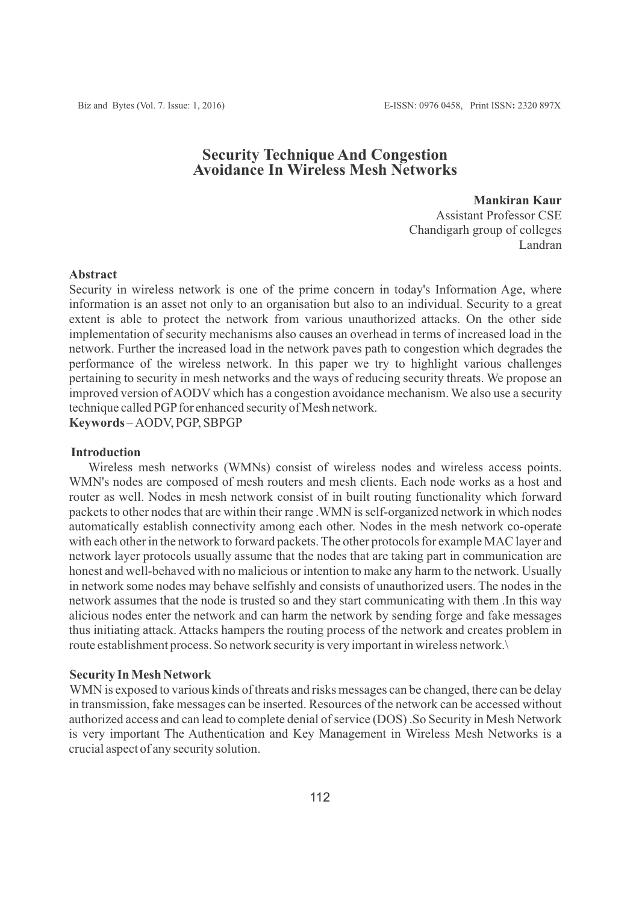# Security Technique And Congestion Avoidance In Wireless Mesh Networks

**Mankiran Kaur**
Assistant Professor CSE
Chandigarh group of colleges
Landran

## Abstract

Security in wireless network is one of the prime concern in today's Information Age, where information is an asset not only to an organisation but also to an individual. Security to a great extent is able to protect the network from various unauthorized attacks. On the other side implementation of security mechanisms also causes an overhead in terms of increased load in the network. Further the increased load in the network paves path to congestion which degrades the performance of the wireless network. In this paper we try to highlight various challenges pertaining to security in mesh networks and the ways of reducing security threats. We propose an improved version of AODV which has a congestion avoidance mechanism. We also use a security technique called PGP for enhanced security of Mesh network.

**Keywords** – AODV, PGP, SBPGP

## Introduction

Wireless mesh networks (WMNs) consist of wireless nodes and wireless access points. WMN's nodes are composed of mesh routers and mesh clients. Each node works as a host and router as well. Nodes in mesh network consist of in built routing functionality which forward packets to other nodes that are within their range .WMN is self-organized network in which nodes automatically establish connectivity among each other. Nodes in the mesh network co-operate with each other in the network to forward packets. The other protocols for example MAC layer and network layer protocols usually assume that the nodes that are taking part in communication are honest and well-behaved with no malicious or intention to make any harm to the network. Usually in network some nodes may behave selfishly and consists of unauthorized users. The nodes in the network assumes that the node is trusted so and they start communicating with them .In this way alicious nodes enter the network and can harm the network by sending forge and fake messages thus initiating attack. Attacks hampers the routing process of the network and creates problem in route establishment process. So network security is very important in wireless network.\

## Security In Mesh Network

WMN is exposed to various kinds of threats and risks messages can be changed, there can be delay in transmission, fake messages can be inserted. Resources of the network can be accessed without authorized access and can lead to complete denial of service (DOS) .So Security in Mesh Network is very important The Authentication and Key Management in Wireless Mesh Networks is a crucial aspect of any security solution.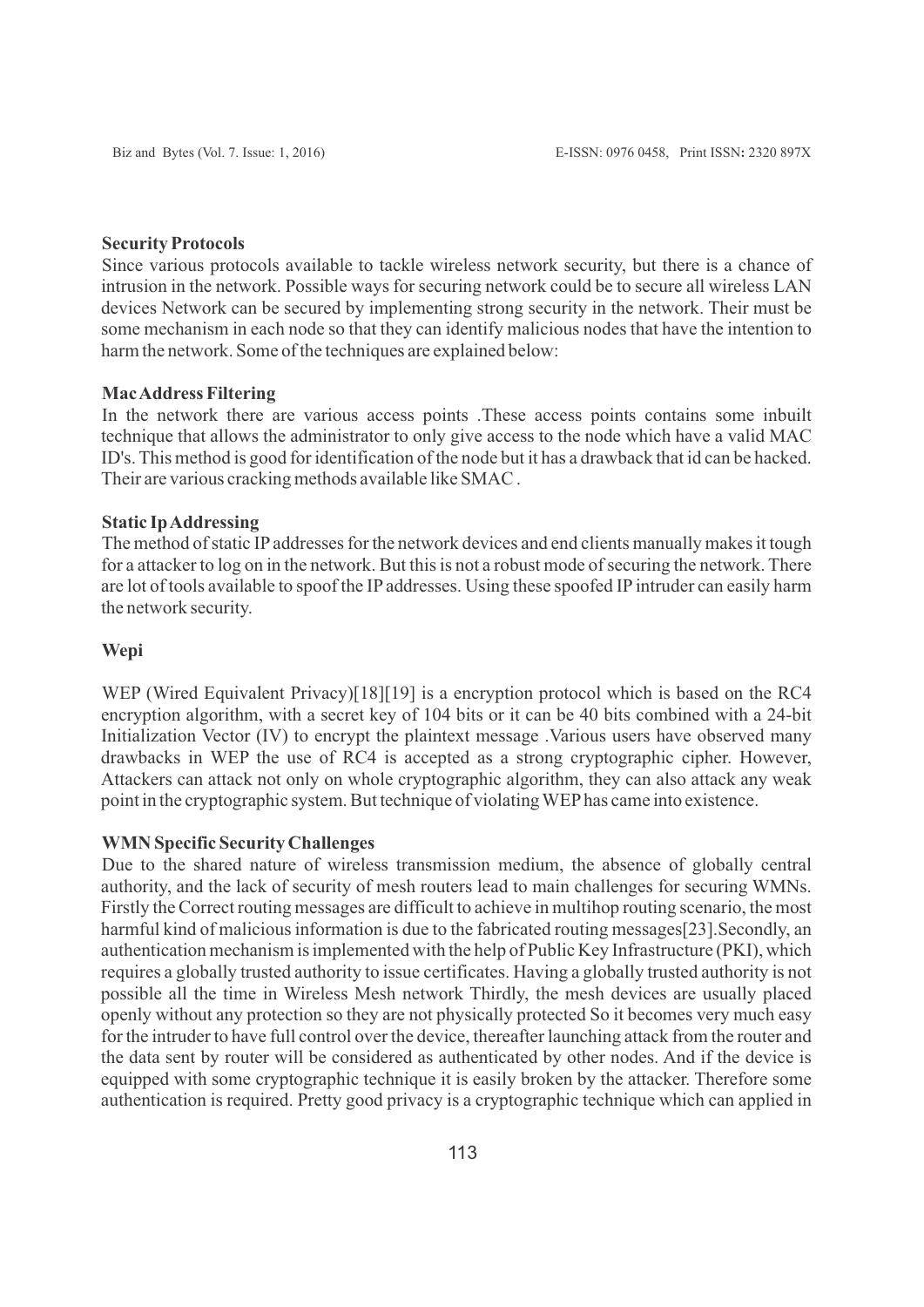**Security Protocols**

Since various protocols available to tackle wireless network security, but there is a chance of intrusion in the network. Possible ways for securing network could be to secure all wireless LAN devices Network can be secured by implementing strong security in the network. Their must be some mechanism in each node so that they can identify malicious nodes that have the intention to harm the network. Some of the techniques are explained below:

**Mac Address Filtering**

In the network there are various access points .These access points contains some inbuilt technique that allows the administrator to only give access to the node which have a valid MAC ID's. This method is good for identification of the node but it has a drawback that id can be hacked. Their are various cracking methods available like SMAC .

**Static Ip Addressing**

The method of static IP addresses for the network devices and end clients manually makes it tough for a attacker to log on in the network. But this is not a robust mode of securing the network. There are lot of tools available to spoof the IP addresses. Using these spoofed IP intruder can easily harm the network security.

**Wepi**

WEP (Wired Equivalent Privacy)[18][19] is a encryption protocol which is based on the RC4 encryption algorithm, with a secret key of 104 bits or it can be 40 bits combined with a 24-bit Initialization Vector (IV) to encrypt the plaintext message .Various users have observed many drawbacks in WEP the use of RC4 is accepted as a strong cryptographic cipher. However, Attackers can attack not only on whole cryptographic algorithm, they can also attack any weak point in the cryptographic system. But technique of violating WEP has came into existence.

**WMN Specific Security Challenges**

Due to the shared nature of wireless transmission medium, the absence of globally central authority, and the lack of security of mesh routers lead to main challenges for securing WMNs. Firstly the Correct routing messages are difficult to achieve in multihop routing scenario, the most harmful kind of malicious information is due to the fabricated routing messages[23].Secondly, an authentication mechanism is implemented with the help of Public Key Infrastructure (PKI), which requires a globally trusted authority to issue certificates. Having a globally trusted authority is not possible all the time in Wireless Mesh network Thirdly, the mesh devices are usually placed openly without any protection so they are not physically protected So it becomes very much easy for the intruder to have full control over the device, thereafter launching attack from the router and the data sent by router will be considered as authenticated by other nodes. And if the device is equipped with some cryptographic technique it is easily broken by the attacker. Therefore some authentication is required. Pretty good privacy is a cryptographic technique which can applied in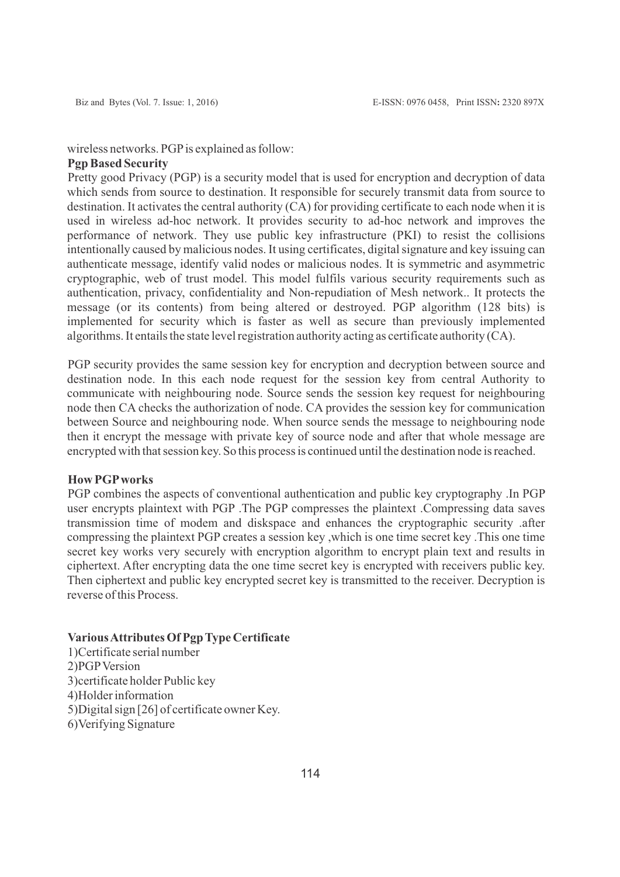wireless networks. PGP is explained as follow:

**Pgp Based Security**

Pretty good Privacy (PGP) is a security model that is used for encryption and decryption of data which sends from source to destination. It responsible for securely transmit data from source to destination. It activates the central authority (CA) for providing certificate to each node when it is used in wireless ad-hoc network. It provides security to ad-hoc network and improves the performance of network. They use public key infrastructure (PKI) to resist the collisions intentionally caused by malicious nodes. It using certificates, digital signature and key issuing can authenticate message, identify valid nodes or malicious nodes. It is symmetric and asymmetric cryptographic, web of trust model. This model fulfils various security requirements such as authentication, privacy, confidentiality and Non-repudiation of Mesh network.. It protects the message (or its contents) from being altered or destroyed. PGP algorithm (128 bits) is implemented for security which is faster as well as secure than previously implemented algorithms. It entails the state level registration authority acting as certificate authority (CA).

PGP security provides the same session key for encryption and decryption between source and destination node. In this each node request for the session key from central Authority to communicate with neighbouring node. Source sends the session key request for neighbouring node then CA checks the authorization of node. CA provides the session key for communication between Source and neighbouring node. When source sends the message to neighbouring node then it encrypt the message with private key of source node and after that whole message are encrypted with that session key. So this process is continued until the destination node is reached.

**How PGP works**

PGP combines the aspects of conventional authentication and public key cryptography .In PGP user encrypts plaintext with PGP .The PGP compresses the plaintext .Compressing data saves transmission time of modem and diskspace and enhances the cryptographic security .after compressing the plaintext PGP creates a session key ,which is one time secret key .This one time secret key works very securely with encryption algorithm to encrypt plain text and results in ciphertext. After encrypting data the one time secret key is encrypted with receivers public key. Then ciphertext and public key encrypted secret key is transmitted to the receiver. Decryption is reverse of this Process.

**Various Attributes Of Pgp Type Certificate**

1)Certificate serial number
2)PGP Version
3)certificate holder Public key
4)Holder information
5)Digital sign [26] of certificate owner Key.
6)Verifying Signature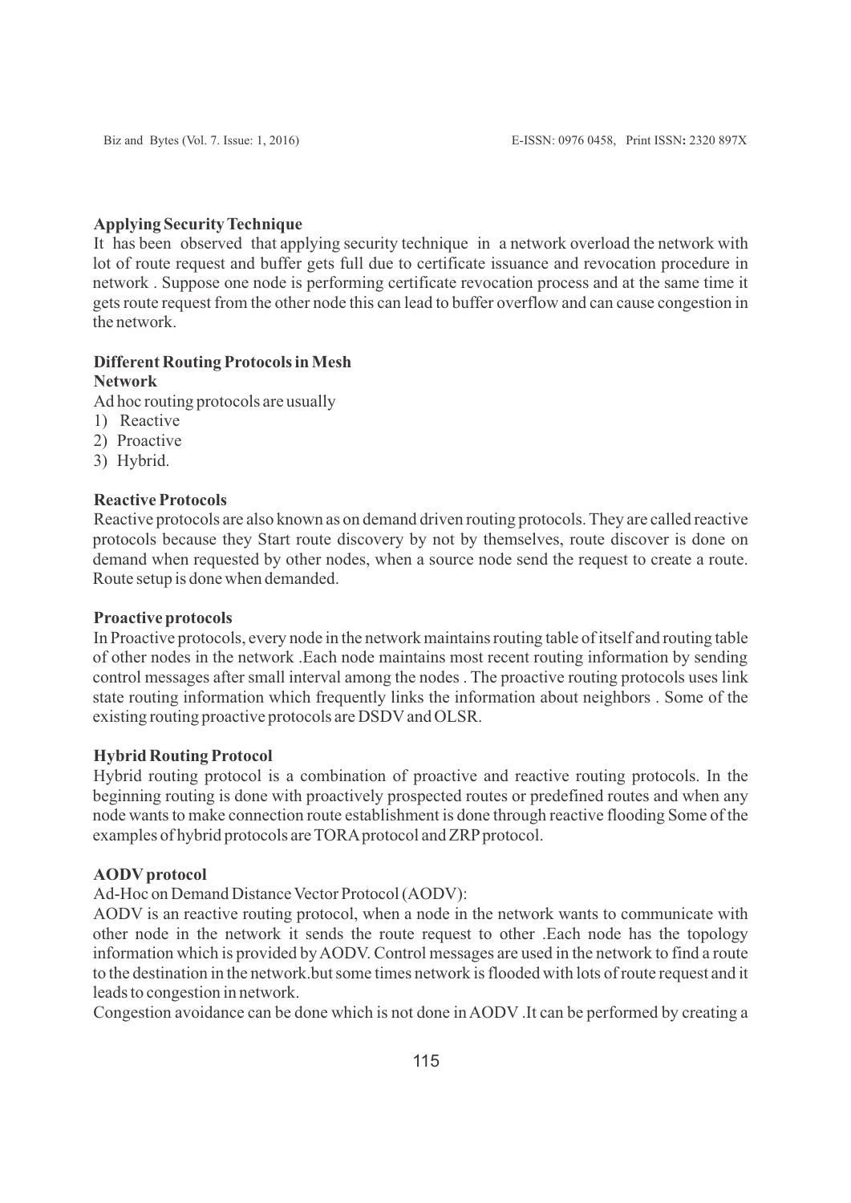**Applying Security Technique**

It has been observed that applying security technique in a network overload the network with lot of route request and buffer gets full due to certificate issuance and revocation procedure in network . Suppose one node is performing certificate revocation process and at the same time it gets route request from the other node this can lead to buffer overflow and can cause congestion in the network.

**Different Routing Protocols in Mesh Network**

Ad hoc routing protocols are usually

1) Reactive
2) Proactive
3) Hybrid.

**Reactive Protocols**

Reactive protocols are also known as on demand driven routing protocols. They are called reactive protocols because they Start route discovery by not by themselves, route discover is done on demand when requested by other nodes, when a source node send the request to create a route. Route setup is done when demanded.

**Proactive protocols**

In Proactive protocols, every node in the network maintains routing table of itself and routing table of other nodes in the network .Each node maintains most recent routing information by sending control messages after small interval among the nodes . The proactive routing protocols uses link state routing information which frequently links the information about neighbors . Some of the existing routing proactive protocols are DSDV and OLSR.

**Hybrid Routing Protocol**

Hybrid routing protocol is a combination of proactive and reactive routing protocols. In the beginning routing is done with proactively prospected routes or predefined routes and when any node wants to make connection route establishment is done through reactive flooding Some of the examples of hybrid protocols are TORA protocol and ZRP protocol.

**AODV protocol**

Ad-Hoc on Demand Distance Vector Protocol (AODV):

AODV is an reactive routing protocol, when a node in the network wants to communicate with other node in the network it sends the route request to other .Each node has the topology information which is provided by AODV. Control messages are used in the network to find a route to the destination in the network.but some times network is flooded with lots of route request and it leads to congestion in network.

Congestion avoidance can be done which is not done in AODV .It can be performed by creating a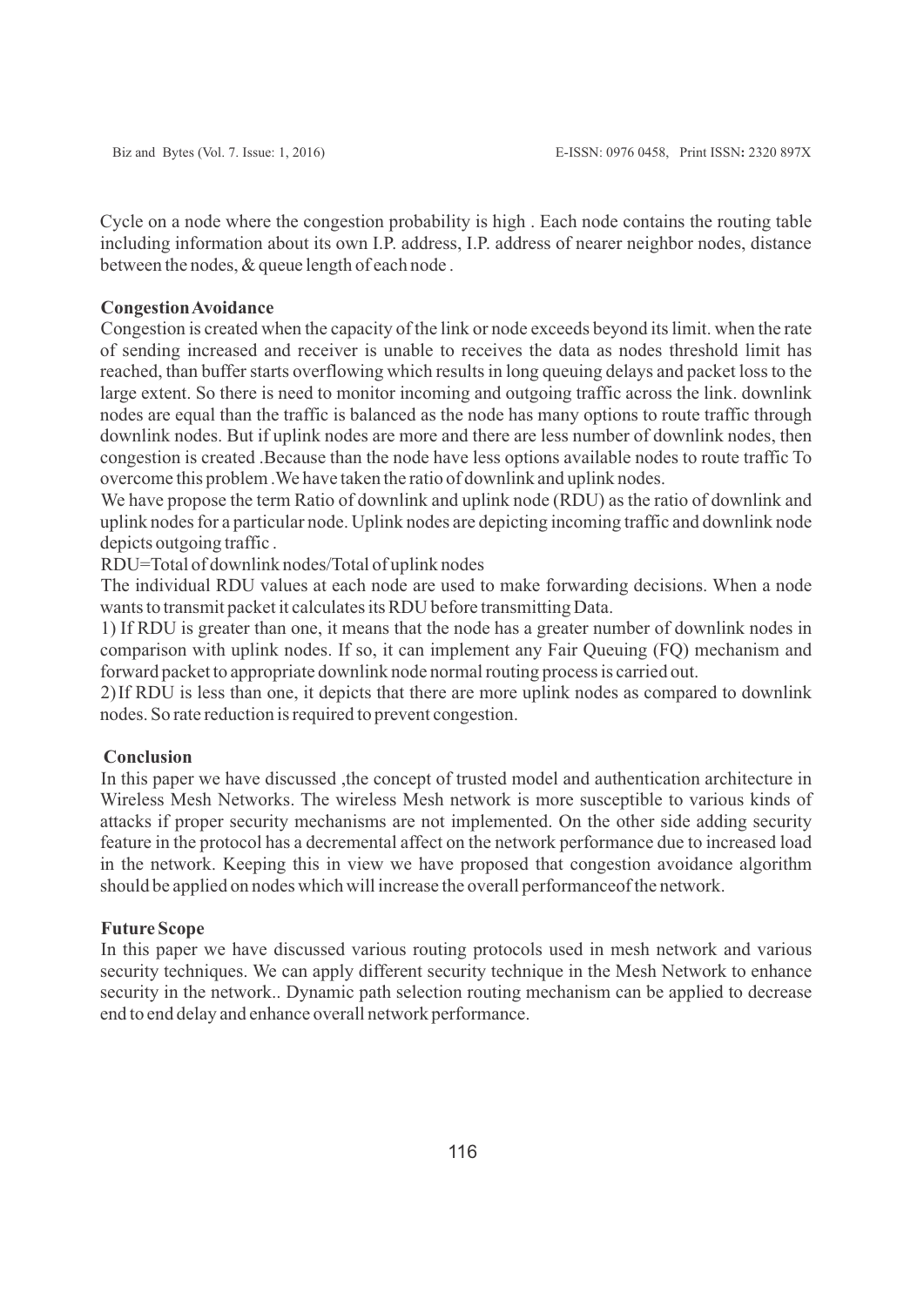Cycle on a node where the congestion probability is high . Each node contains the routing table including information about its own I.P. address, I.P. address of nearer neighbor nodes, distance between the nodes, & queue length of each node .

### Congestion Avoidance

Congestion is created when the capacity of the link or node exceeds beyond its limit. when the rate of sending increased and receiver is unable to receives the data as nodes threshold limit has reached, than buffer starts overflowing which results in long queuing delays and packet loss to the large extent. So there is need to monitor incoming and outgoing traffic across the link. downlink nodes are equal than the traffic is balanced as the node has many options to route traffic through downlink nodes. But if uplink nodes are more and there are less number of downlink nodes, then congestion is created .Because than the node have less options available nodes to route traffic To overcome this problem .We have taken the ratio of downlink and uplink nodes.

We have propose the term Ratio of downlink and uplink node (RDU) as the ratio of downlink and uplink nodes for a particular node. Uplink nodes are depicting incoming traffic and downlink node depicts outgoing traffic .

RDU=Total of downlink nodes/Total of uplink nodes

The individual RDU values at each node are used to make forwarding decisions. When a node wants to transmit packet it calculates its RDU before transmitting Data.

1) If RDU is greater than one, it means that the node has a greater number of downlink nodes in comparison with uplink nodes. If so, it can implement any Fair Queuing (FQ) mechanism and forward packet to appropriate downlink node normal routing process is carried out.

2) If RDU is less than one, it depicts that there are more uplink nodes as compared to downlink nodes. So rate reduction is required to prevent congestion.

### Conclusion

In this paper we have discussed ,the concept of trusted model and authentication architecture in Wireless Mesh Networks. The wireless Mesh network is more susceptible to various kinds of attacks if proper security mechanisms are not implemented. On the other side adding security feature in the protocol has a decremental affect on the network performance due to increased load in the network. Keeping this in view we have proposed that congestion avoidance algorithm should be applied on nodes which will increase the overall performanceof the network.

### Future Scope

In this paper we have discussed various routing protocols used in mesh network and various security techniques. We can apply different security technique in the Mesh Network to enhance security in the network.. Dynamic path selection routing mechanism can be applied to decrease end to end delay and enhance overall network performance.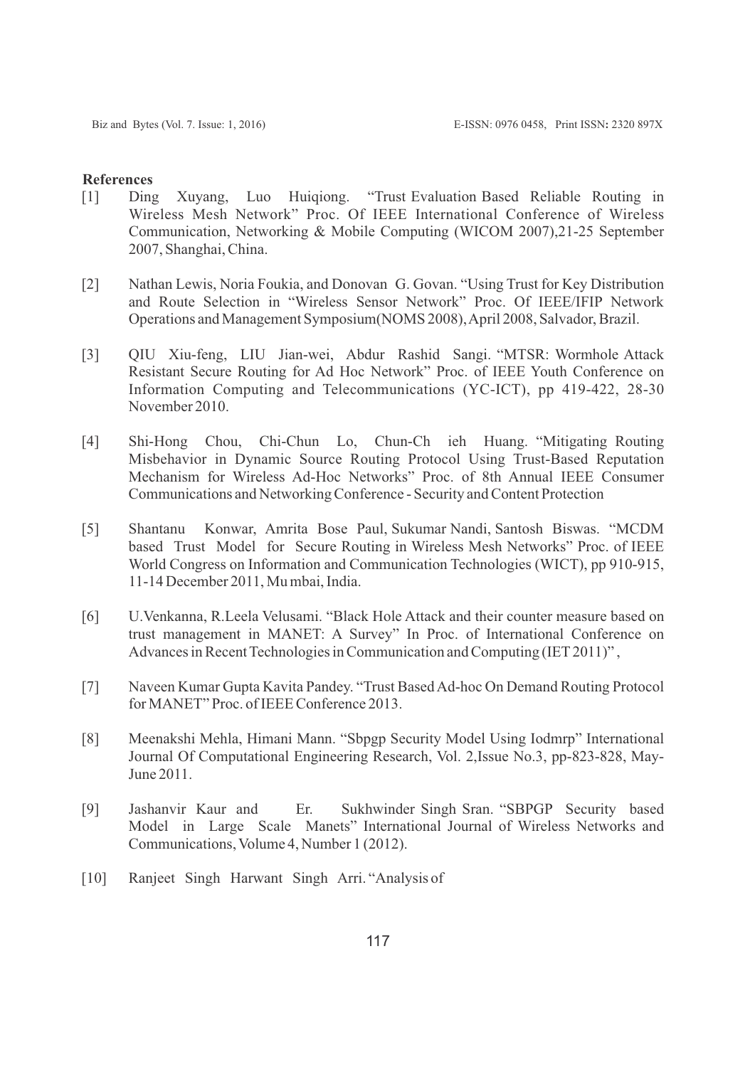**References**

[1] Ding Xuyang, Luo Huiqiong. "Trust Evaluation Based Reliable Routing in Wireless Mesh Network" Proc. Of IEEE International Conference of Wireless Communication, Networking & Mobile Computing (WICOM 2007),21-25 September 2007, Shanghai, China.

[2] Nathan Lewis, Noria Foukia, and Donovan G. Govan. "Using Trust for Key Distribution and Route Selection in "Wireless Sensor Network" Proc. Of IEEE/IFIP Network Operations and Management Symposium(NOMS 2008), April 2008, Salvador, Brazil.

[3] QIU Xiu-feng, LIU Jian-wei, Abdur Rashid Sangi. "MTSR: Wormhole Attack Resistant Secure Routing for Ad Hoc Network" Proc. of IEEE Youth Conference on Information Computing and Telecommunications (YC-ICT), pp 419-422, 28-30 November 2010.

[4] Shi-Hong Chou, Chi-Chun Lo, Chun-Ch ieh Huang. "Mitigating Routing Misbehavior in Dynamic Source Routing Protocol Using Trust-Based Reputation Mechanism for Wireless Ad-Hoc Networks" Proc. of 8th Annual IEEE Consumer Communications and Networking Conference - Security and Content Protection

[5] Shantanu Konwar, Amrita Bose Paul, Sukumar Nandi, Santosh Biswas. "MCDM based Trust Model for Secure Routing in Wireless Mesh Networks" Proc. of IEEE World Congress on Information and Communication Technologies (WICT), pp 910-915, 11-14 December 2011, Mu mbai, India.

[6] U.Venkanna, R.Leela Velusami. "Black Hole Attack and their counter measure based on trust management in MANET: A Survey" In Proc. of International Conference on Advances in Recent Technologies in Communication and Computing (IET 2011)" ,

[7] Naveen Kumar Gupta Kavita Pandey. "Trust Based Ad-hoc On Demand Routing Protocol for MANET" Proc. of IEEE Conference 2013.

[8] Meenakshi Mehla, Himani Mann. "Sbpgp Security Model Using Iodmrp" International Journal Of Computational Engineering Research, Vol. 2,Issue No.3, pp-823-828, May-June 2011.

[9] Jashanvir Kaur and Er. Sukhwinder Singh Sran. "SBPGP Security based Model in Large Scale Manets" International Journal of Wireless Networks and Communications, Volume 4, Number 1 (2012).

[10] Ranjeet Singh Harwant Singh Arri. "Analysis of